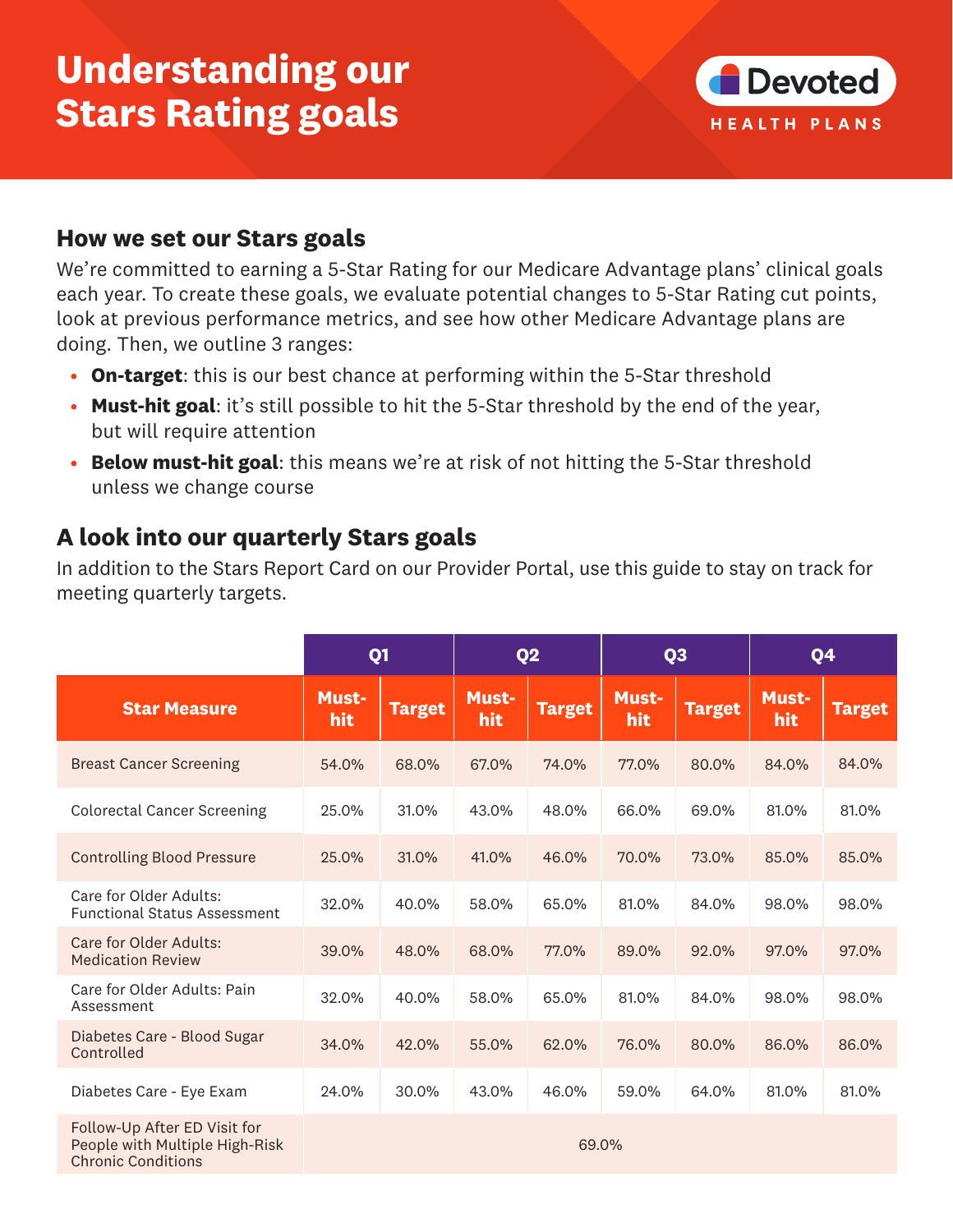# Understanding our Stars Rating goals

Devoted HEALTH PLANS

## How we set our Stars goals

We're committed to earning a 5-Star Rating for our Medicare Advantage plans' clinical goals each year. To create these goals, we evaluate potential changes to 5-Star Rating cut points, look at previous performance metrics, and see how other Medicare Advantage plans are doing. Then, we outline 3 ranges:

- **On-target**: this is our best chance at performing within the 5-Star threshold
- **Must-hit goal**: it's still possible to hit the 5-Star threshold by the end of the year, but will require attention
- **Below must-hit goal**: this means we're at risk of not hitting the 5-Star threshold unless we change course

## A look into our quarterly Stars goals

In addition to the Stars Report Card on our Provider Portal, use this guide to stay on track for meeting quarterly targets.

| | Q1 | | Q2 | | Q3 | | Q4 | |
|---|---|---|---|---|---|---|---|---|
| **Star Measure** | **Must-hit** | **Target** | **Must-hit** | **Target** | **Must-hit** | **Target** | **Must-hit** | **Target** |
| Breast Cancer Screening | 54.0% | 68.0% | 67.0% | 74.0% | 77.0% | 80.0% | 84.0% | 84.0% |
| Colorectal Cancer Screening | 25.0% | 31.0% | 43.0% | 48.0% | 66.0% | 69.0% | 81.0% | 81.0% |
| Controlling Blood Pressure | 25.0% | 31.0% | 41.0% | 46.0% | 70.0% | 73.0% | 85.0% | 85.0% |
| Care for Older Adults: Functional Status Assessment | 32.0% | 40.0% | 58.0% | 65.0% | 81.0% | 84.0% | 98.0% | 98.0% |
| Care for Older Adults: Medication Review | 39.0% | 48.0% | 68.0% | 77.0% | 89.0% | 92.0% | 97.0% | 97.0% |
| Care for Older Adults: Pain Assessment | 32.0% | 40.0% | 58.0% | 65.0% | 81.0% | 84.0% | 98.0% | 98.0% |
| Diabetes Care - Blood Sugar Controlled | 34.0% | 42.0% | 55.0% | 62.0% | 76.0% | 80.0% | 86.0% | 86.0% |
| Diabetes Care - Eye Exam | 24.0% | 30.0% | 43.0% | 46.0% | 59.0% | 64.0% | 81.0% | 81.0% |
| Follow-Up After ED Visit for People with Multiple High-Risk Chronic Conditions | 69.0% | | | | | | | |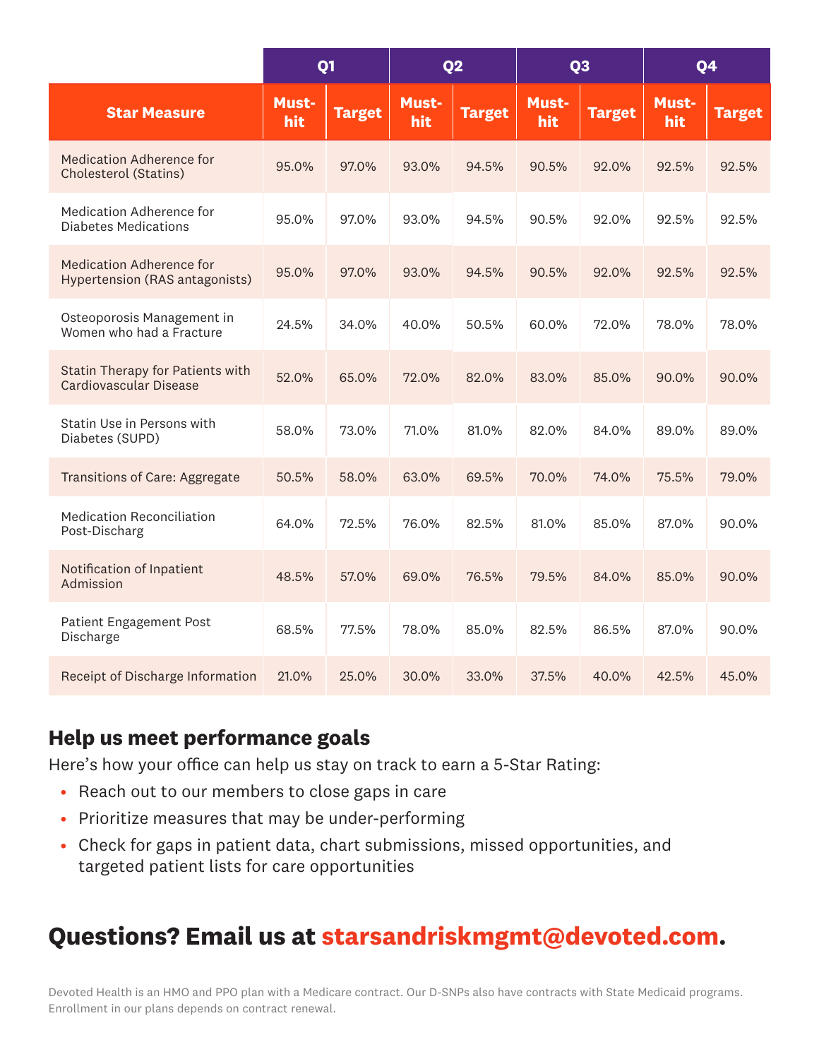| | Q1 | | Q2 | | Q3 | | Q4 | |
|---|---|---|---|---|---|---|---|---|
| **Star Measure** | **Must-hit** | **Target** | **Must-hit** | **Target** | **Must-hit** | **Target** | **Must-hit** | **Target** |
| Medication Adherence for Cholesterol (Statins) | 95.0% | 97.0% | 93.0% | 94.5% | 90.5% | 92.0% | 92.5% | 92.5% |
| Medication Adherence for Diabetes Medications | 95.0% | 97.0% | 93.0% | 94.5% | 90.5% | 92.0% | 92.5% | 92.5% |
| Medication Adherence for Hypertension (RAS antagonists) | 95.0% | 97.0% | 93.0% | 94.5% | 90.5% | 92.0% | 92.5% | 92.5% |
| Osteoporosis Management in Women who had a Fracture | 24.5% | 34.0% | 40.0% | 50.5% | 60.0% | 72.0% | 78.0% | 78.0% |
| Statin Therapy for Patients with Cardiovascular Disease | 52.0% | 65.0% | 72.0% | 82.0% | 83.0% | 85.0% | 90.0% | 90.0% |
| Statin Use in Persons with Diabetes (SUPD) | 58.0% | 73.0% | 71.0% | 81.0% | 82.0% | 84.0% | 89.0% | 89.0% |
| Transitions of Care: Aggregate | 50.5% | 58.0% | 63.0% | 69.5% | 70.0% | 74.0% | 75.5% | 79.0% |
| Medication Reconciliation Post-Discharg | 64.0% | 72.5% | 76.0% | 82.5% | 81.0% | 85.0% | 87.0% | 90.0% |
| Notification of Inpatient Admission | 48.5% | 57.0% | 69.0% | 76.5% | 79.5% | 84.0% | 85.0% | 90.0% |
| Patient Engagement Post Discharge | 68.5% | 77.5% | 78.0% | 85.0% | 82.5% | 86.5% | 87.0% | 90.0% |
| Receipt of Discharge Information | 21.0% | 25.0% | 30.0% | 33.0% | 37.5% | 40.0% | 42.5% | 45.0% |

## Help us meet performance goals

Here's how your office can help us stay on track to earn a 5-Star Rating:

- Reach out to our members to close gaps in care
- Prioritize measures that may be under-performing
- Check for gaps in patient data, chart submissions, missed opportunities, and targeted patient lists for care opportunities

# Questions? Email us at starsandriskmgmt@devoted.com.

Devoted Health is an HMO and PPO plan with a Medicare contract. Our D-SNPs also have contracts with State Medicaid programs. Enrollment in our plans depends on contract renewal.